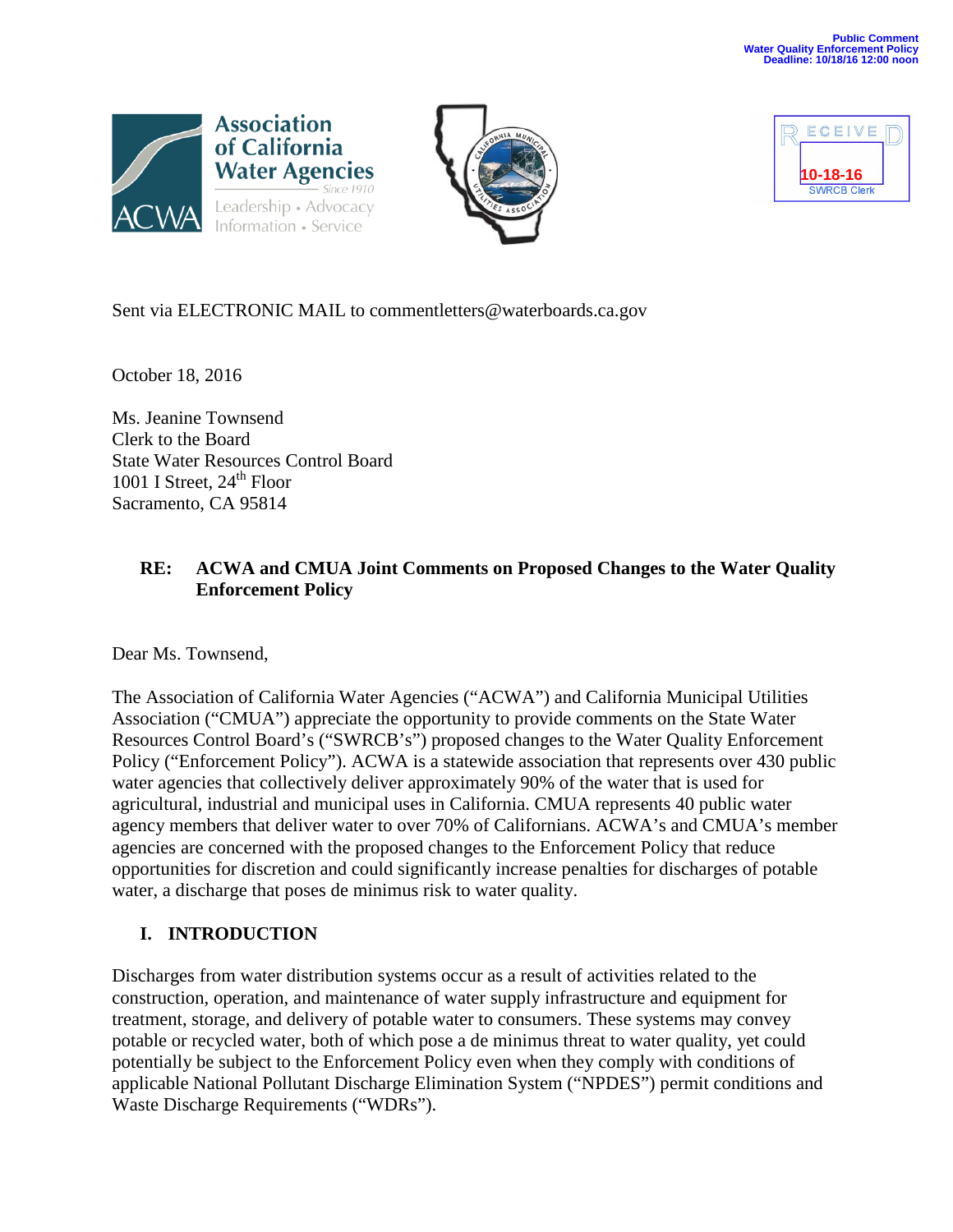Public Comment
Water Quality Enforcement Policy
Deadline: 10/18/16 12:00 noon

Association of California Water Agencies
Since 1910
Leadership • Advocacy
Information • Service

RECEIVED
10-18-16
SWRCB Clerk

Sent via ELECTRONIC MAIL to commentletters@waterboards.ca.gov

October 18, 2016

Ms. Jeanine Townsend
Clerk to the Board
State Water Resources Control Board
1001 I Street, 24th Floor
Sacramento, CA 95814

**RE: ACWA and CMUA Joint Comments on Proposed Changes to the Water Quality Enforcement Policy**

Dear Ms. Townsend,

The Association of California Water Agencies ("ACWA") and California Municipal Utilities Association ("CMUA") appreciate the opportunity to provide comments on the State Water Resources Control Board's ("SWRCB's") proposed changes to the Water Quality Enforcement Policy ("Enforcement Policy"). ACWA is a statewide association that represents over 430 public water agencies that collectively deliver approximately 90% of the water that is used for agricultural, industrial and municipal uses in California. CMUA represents 40 public water agency members that deliver water to over 70% of Californians. ACWA's and CMUA's member agencies are concerned with the proposed changes to the Enforcement Policy that reduce opportunities for discretion and could significantly increase penalties for discharges of potable water, a discharge that poses de minimus risk to water quality.

## I. INTRODUCTION

Discharges from water distribution systems occur as a result of activities related to the construction, operation, and maintenance of water supply infrastructure and equipment for treatment, storage, and delivery of potable water to consumers. These systems may convey potable or recycled water, both of which pose a de minimus threat to water quality, yet could potentially be subject to the Enforcement Policy even when they comply with conditions of applicable National Pollutant Discharge Elimination System ("NPDES") permit conditions and Waste Discharge Requirements ("WDRs").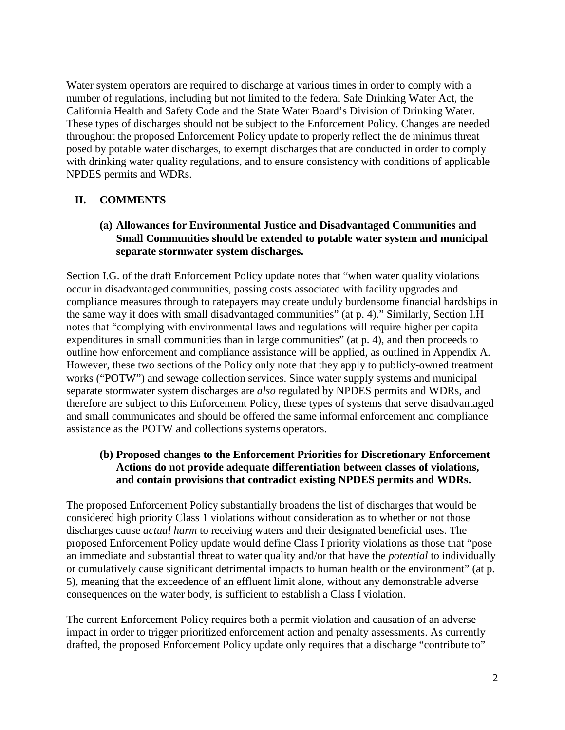Water system operators are required to discharge at various times in order to comply with a number of regulations, including but not limited to the federal Safe Drinking Water Act, the California Health and Safety Code and the State Water Board's Division of Drinking Water. These types of discharges should not be subject to the Enforcement Policy. Changes are needed throughout the proposed Enforcement Policy update to properly reflect the de minimus threat posed by potable water discharges, to exempt discharges that are conducted in order to comply with drinking water quality regulations, and to ensure consistency with conditions of applicable NPDES permits and WDRs.

## II. COMMENTS

### (a) Allowances for Environmental Justice and Disadvantaged Communities and Small Communities should be extended to potable water system and municipal separate stormwater system discharges.

Section I.G. of the draft Enforcement Policy update notes that "when water quality violations occur in disadvantaged communities, passing costs associated with facility upgrades and compliance measures through to ratepayers may create unduly burdensome financial hardships in the same way it does with small disadvantaged communities" (at p. 4)." Similarly, Section I.H notes that "complying with environmental laws and regulations will require higher per capita expenditures in small communities than in large communities" (at p. 4), and then proceeds to outline how enforcement and compliance assistance will be applied, as outlined in Appendix A. However, these two sections of the Policy only note that they apply to publicly-owned treatment works ("POTW") and sewage collection services. Since water supply systems and municipal separate stormwater system discharges are *also* regulated by NPDES permits and WDRs, and therefore are subject to this Enforcement Policy, these types of systems that serve disadvantaged and small communicates and should be offered the same informal enforcement and compliance assistance as the POTW and collections systems operators.

### (b) Proposed changes to the Enforcement Priorities for Discretionary Enforcement Actions do not provide adequate differentiation between classes of violations, and contain provisions that contradict existing NPDES permits and WDRs.

The proposed Enforcement Policy substantially broadens the list of discharges that would be considered high priority Class 1 violations without consideration as to whether or not those discharges cause *actual harm* to receiving waters and their designated beneficial uses. The proposed Enforcement Policy update would define Class I priority violations as those that "pose an immediate and substantial threat to water quality and/or that have the *potential* to individually or cumulatively cause significant detrimental impacts to human health or the environment" (at p. 5), meaning that the exceedence of an effluent limit alone, without any demonstrable adverse consequences on the water body, is sufficient to establish a Class I violation.

The current Enforcement Policy requires both a permit violation and causation of an adverse impact in order to trigger prioritized enforcement action and penalty assessments. As currently drafted, the proposed Enforcement Policy update only requires that a discharge "contribute to"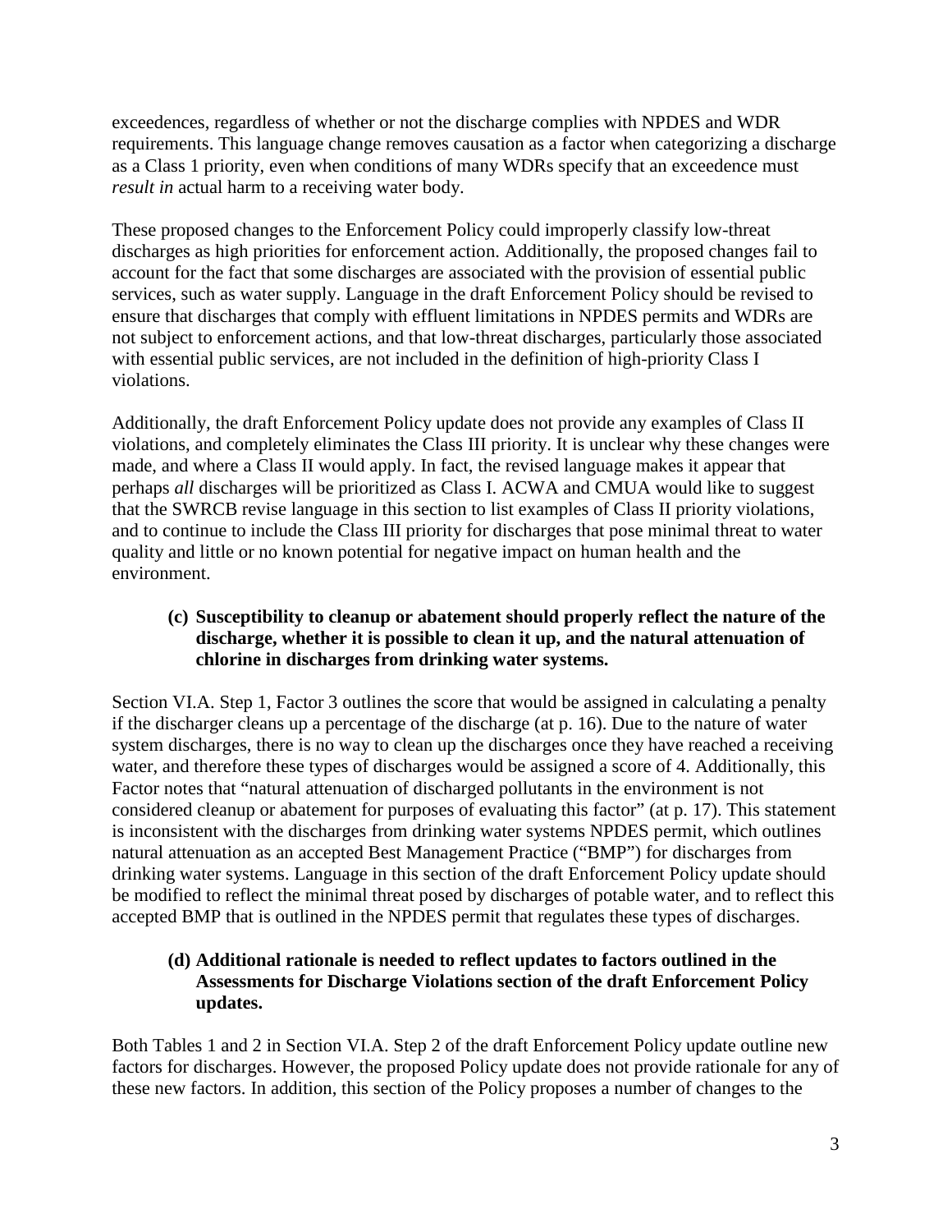exceedences, regardless of whether or not the discharge complies with NPDES and WDR requirements. This language change removes causation as a factor when categorizing a discharge as a Class 1 priority, even when conditions of many WDRs specify that an exceedence must *result in* actual harm to a receiving water body.

These proposed changes to the Enforcement Policy could improperly classify low-threat discharges as high priorities for enforcement action. Additionally, the proposed changes fail to account for the fact that some discharges are associated with the provision of essential public services, such as water supply. Language in the draft Enforcement Policy should be revised to ensure that discharges that comply with effluent limitations in NPDES permits and WDRs are not subject to enforcement actions, and that low-threat discharges, particularly those associated with essential public services, are not included in the definition of high-priority Class I violations.

Additionally, the draft Enforcement Policy update does not provide any examples of Class II violations, and completely eliminates the Class III priority. It is unclear why these changes were made, and where a Class II would apply. In fact, the revised language makes it appear that perhaps *all* discharges will be prioritized as Class I. ACWA and CMUA would like to suggest that the SWRCB revise language in this section to list examples of Class II priority violations, and to continue to include the Class III priority for discharges that pose minimal threat to water quality and little or no known potential for negative impact on human health and the environment.

**(c) Susceptibility to cleanup or abatement should properly reflect the nature of the discharge, whether it is possible to clean it up, and the natural attenuation of chlorine in discharges from drinking water systems.**

Section VI.A. Step 1, Factor 3 outlines the score that would be assigned in calculating a penalty if the discharger cleans up a percentage of the discharge (at p. 16). Due to the nature of water system discharges, there is no way to clean up the discharges once they have reached a receiving water, and therefore these types of discharges would be assigned a score of 4. Additionally, this Factor notes that "natural attenuation of discharged pollutants in the environment is not considered cleanup or abatement for purposes of evaluating this factor" (at p. 17). This statement is inconsistent with the discharges from drinking water systems NPDES permit, which outlines natural attenuation as an accepted Best Management Practice ("BMP") for discharges from drinking water systems. Language in this section of the draft Enforcement Policy update should be modified to reflect the minimal threat posed by discharges of potable water, and to reflect this accepted BMP that is outlined in the NPDES permit that regulates these types of discharges.

**(d) Additional rationale is needed to reflect updates to factors outlined in the Assessments for Discharge Violations section of the draft Enforcement Policy updates.**

Both Tables 1 and 2 in Section VI.A. Step 2 of the draft Enforcement Policy update outline new factors for discharges. However, the proposed Policy update does not provide rationale for any of these new factors. In addition, this section of the Policy proposes a number of changes to the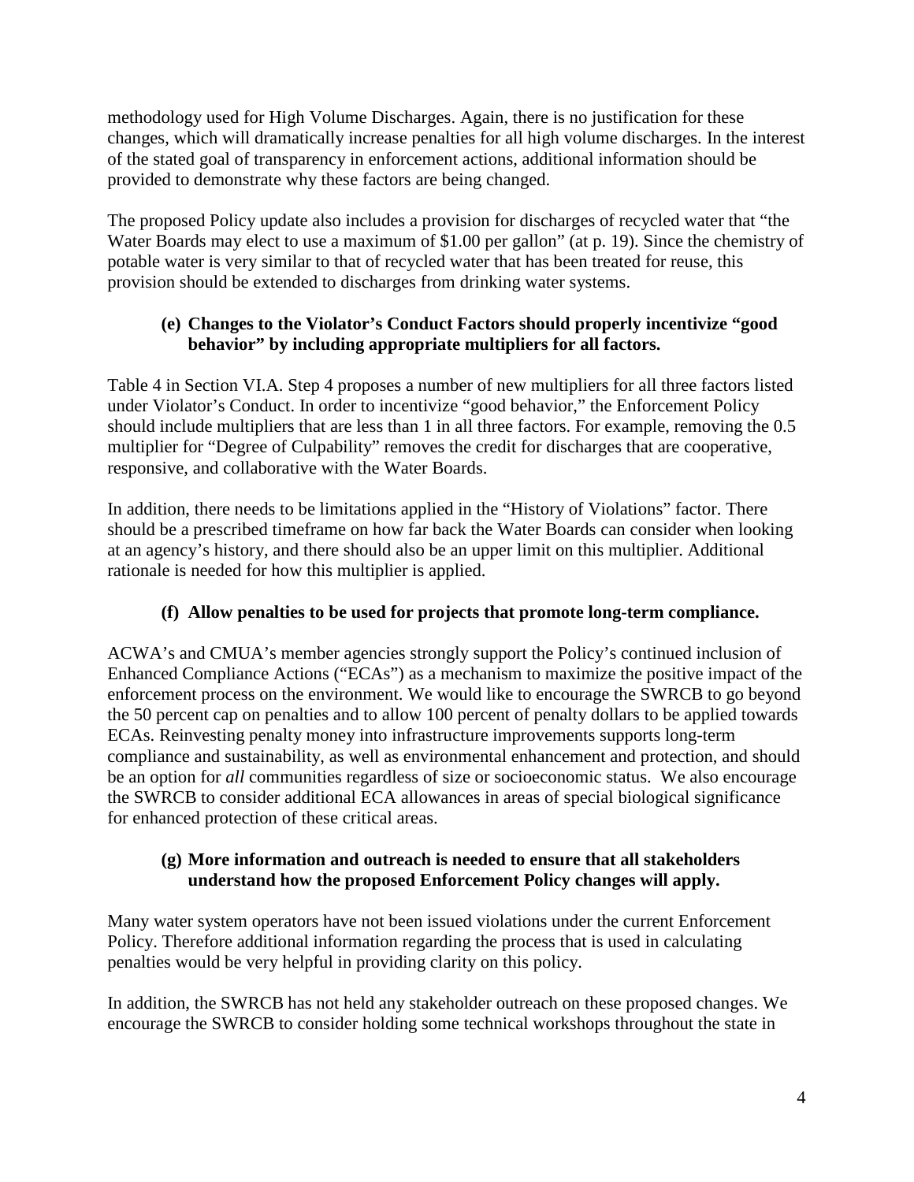methodology used for High Volume Discharges. Again, there is no justification for these changes, which will dramatically increase penalties for all high volume discharges. In the interest of the stated goal of transparency in enforcement actions, additional information should be provided to demonstrate why these factors are being changed.

The proposed Policy update also includes a provision for discharges of recycled water that "the Water Boards may elect to use a maximum of $1.00 per gallon" (at p. 19). Since the chemistry of potable water is very similar to that of recycled water that has been treated for reuse, this provision should be extended to discharges from drinking water systems.

**(e) Changes to the Violator's Conduct Factors should properly incentivize "good behavior" by including appropriate multipliers for all factors.**

Table 4 in Section VI.A. Step 4 proposes a number of new multipliers for all three factors listed under Violator's Conduct. In order to incentivize "good behavior," the Enforcement Policy should include multipliers that are less than 1 in all three factors. For example, removing the 0.5 multiplier for "Degree of Culpability" removes the credit for discharges that are cooperative, responsive, and collaborative with the Water Boards.

In addition, there needs to be limitations applied in the "History of Violations" factor. There should be a prescribed timeframe on how far back the Water Boards can consider when looking at an agency's history, and there should also be an upper limit on this multiplier. Additional rationale is needed for how this multiplier is applied.

**(f) Allow penalties to be used for projects that promote long-term compliance.**

ACWA's and CMUA's member agencies strongly support the Policy's continued inclusion of Enhanced Compliance Actions ("ECAs") as a mechanism to maximize the positive impact of the enforcement process on the environment. We would like to encourage the SWRCB to go beyond the 50 percent cap on penalties and to allow 100 percent of penalty dollars to be applied towards ECAs. Reinvesting penalty money into infrastructure improvements supports long-term compliance and sustainability, as well as environmental enhancement and protection, and should be an option for *all* communities regardless of size or socioeconomic status. We also encourage the SWRCB to consider additional ECA allowances in areas of special biological significance for enhanced protection of these critical areas.

**(g) More information and outreach is needed to ensure that all stakeholders understand how the proposed Enforcement Policy changes will apply.**

Many water system operators have not been issued violations under the current Enforcement Policy. Therefore additional information regarding the process that is used in calculating penalties would be very helpful in providing clarity on this policy.

In addition, the SWRCB has not held any stakeholder outreach on these proposed changes. We encourage the SWRCB to consider holding some technical workshops throughout the state in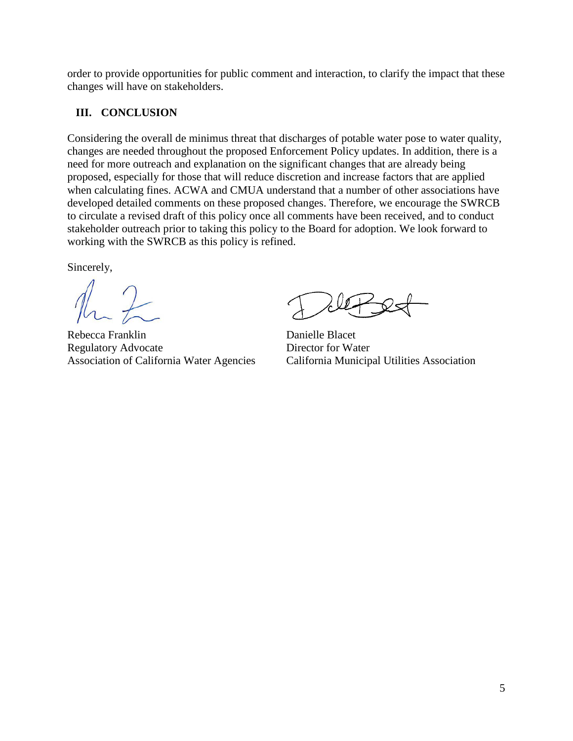order to provide opportunities for public comment and interaction, to clarify the impact that these changes will have on stakeholders.

## III. CONCLUSION

Considering the overall de minimus threat that discharges of potable water pose to water quality, changes are needed throughout the proposed Enforcement Policy updates. In addition, there is a need for more outreach and explanation on the significant changes that are already being proposed, especially for those that will reduce discretion and increase factors that are applied when calculating fines. ACWA and CMUA understand that a number of other associations have developed detailed comments on these proposed changes. Therefore, we encourage the SWRCB to circulate a revised draft of this policy once all comments have been received, and to conduct stakeholder outreach prior to taking this policy to the Board for adoption. We look forward to working with the SWRCB as this policy is refined.

Sincerely,

Rebecca Franklin
Regulatory Advocate
Association of California Water Agencies

Danielle Blacet
Director for Water
California Municipal Utilities Association